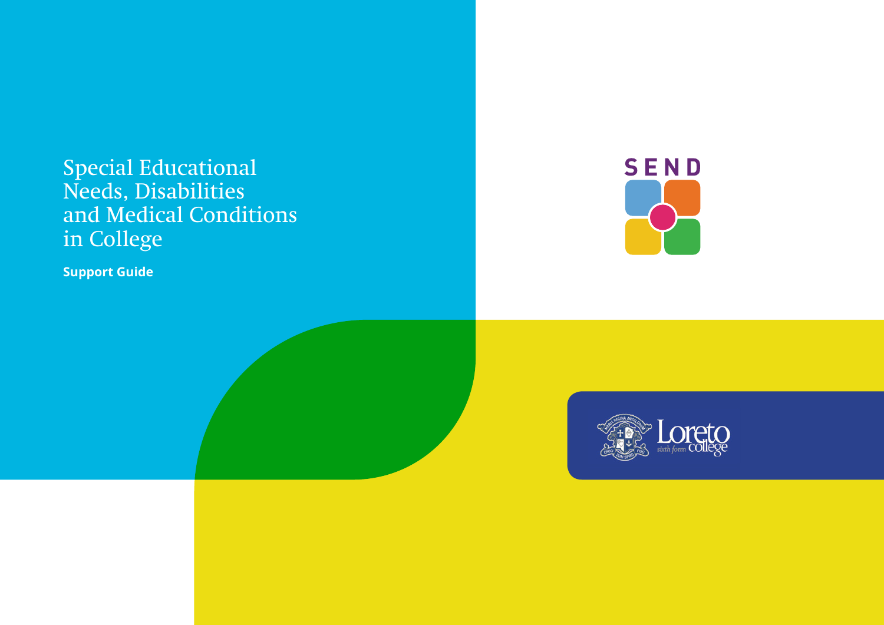# Special Educational Needs, Disabilities and Medical Conditions in College

**Support Guide**

SEND

Loreto sixth form college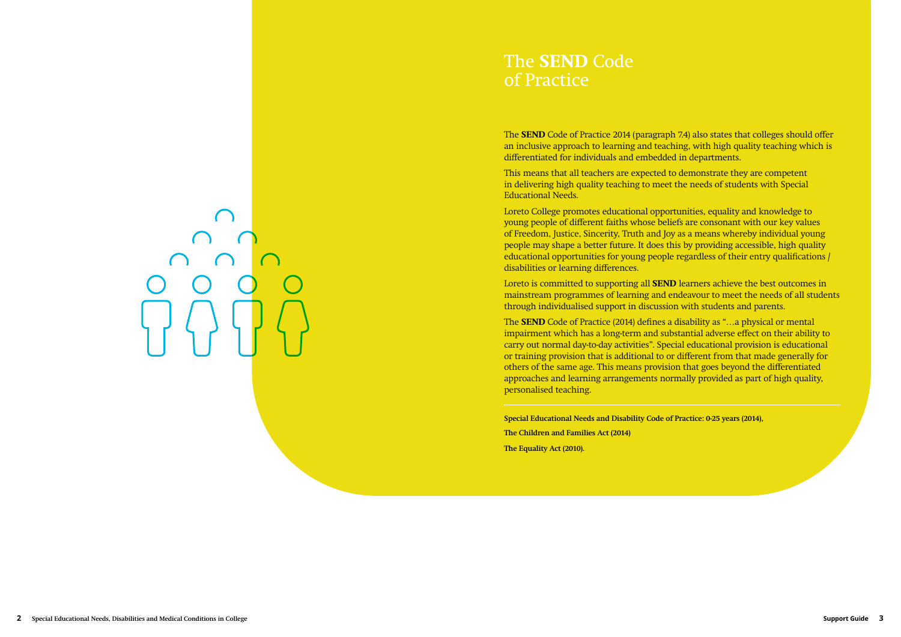# The **SEND** Code of Practice

The **SEND** Code of Practice 2014 (paragraph 7.4) also states that colleges should offer an inclusive approach to learning and teaching, with high quality teaching which is differentiated for individuals and embedded in departments.

This means that all teachers are expected to demonstrate they are competent in delivering high quality teaching to meet the needs of students with Special Educational Needs.

Loreto College promotes educational opportunities, equality and knowledge to young people of different faiths whose beliefs are consonant with our key values of Freedom, Justice, Sincerity, Truth and Joy as a means whereby individual young people may shape a better future. It does this by providing accessible, high quality educational opportunities for young people regardless of their entry qualifications / disabilities or learning differences.

Loreto is committed to supporting all **SEND** learners achieve the best outcomes in mainstream programmes of learning and endeavour to meet the needs of all students through individualised support in discussion with students and parents.

The **SEND** Code of Practice (2014) defines a disability as "…a physical or mental impairment which has a long-term and substantial adverse effect on their ability to carry out normal day-to-day activities". Special educational provision is educational or training provision that is additional to or different from that made generally for others of the same age. This means provision that goes beyond the differentiated approaches and learning arrangements normally provided as part of high quality, personalised teaching.

---

**Special Educational Needs and Disability Code of Practice: 0-25 years (2014),**

**The Children and Families Act (2014)**

**The Equality Act (2010).**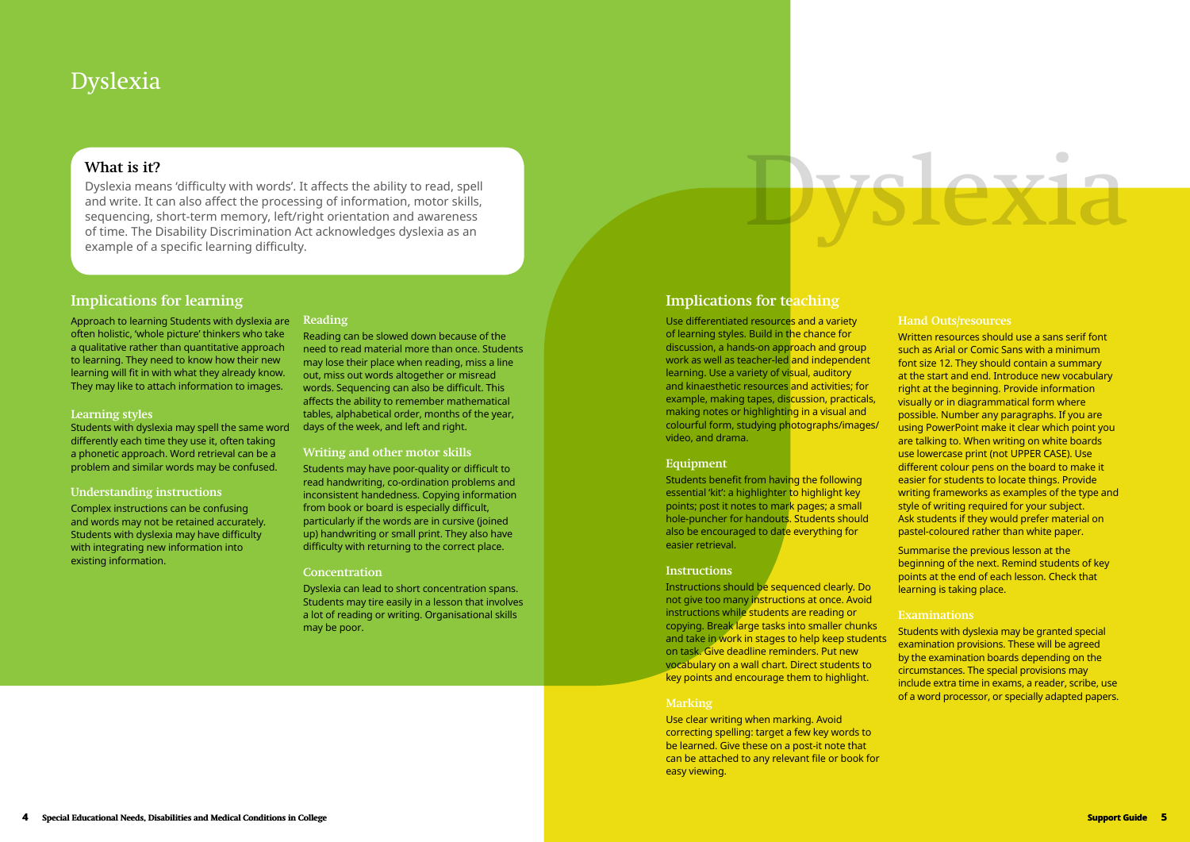# Dyslexia

## What is it?

Dyslexia means 'difficulty with words'. It affects the ability to read, spell and write. It can also affect the processing of information, motor skills, sequencing, short-term memory, left/right orientation and awareness of time. The Disability Discrimination Act acknowledges dyslexia as an example of a specific learning difficulty.

## Implications for learning

Approach to learning Students with dyslexia are often holistic, 'whole picture' thinkers who take a qualitative rather than quantitative approach to learning. They need to know how their new learning will fit in with what they already know. They may like to attach information to images.

### Learning styles

Students with dyslexia may spell the same word differently each time they use it, often taking a phonetic approach. Word retrieval can be a problem and similar words may be confused.

### Understanding instructions

Complex instructions can be confusing and words may not be retained accurately. Students with dyslexia may have difficulty with integrating new information into existing information.

### Reading

Reading can be slowed down because of the need to read material more than once. Students may lose their place when reading, miss a line out, miss out words altogether or misread words. Sequencing can also be difficult. This affects the ability to remember mathematical tables, alphabetical order, months of the year, days of the week, and left and right.

### Writing and other motor skills

Students may have poor-quality or difficult to read handwriting, co-ordination problems and inconsistent handedness. Copying information from book or board is especially difficult, particularly if the words are in cursive (joined up) handwriting or small print. They also have difficulty with returning to the correct place.

### Concentration

Dyslexia can lead to short concentration spans. Students may tire easily in a lesson that involves a lot of reading or writing. Organisational skills may be poor.

## Implications for teaching

Use differentiated resources and a variety of learning styles. Build in the chance for discussion, a hands-on approach and group work as well as teacher-led and independent learning. Use a variety of visual, auditory and kinaesthetic resources and activities; for example, making tapes, discussion, practicals, making notes or highlighting in a visual and colourful form, studying photographs/images/ video, and drama.

### Equipment

Students benefit from having the following essential 'kit': a highlighter to highlight key points; post it notes to mark pages; a small hole-puncher for handouts. Students should also be encouraged to date everything for easier retrieval.

### Instructions

Instructions should be sequenced clearly. Do not give too many instructions at once. Avoid instructions while students are reading or copying. Break large tasks into smaller chunks and take in work in stages to help keep students on task. Give deadline reminders. Put new vocabulary on a wall chart. Direct students to key points and encourage them to highlight.

### Marking

Use clear writing when marking. Avoid correcting spelling: target a few key words to be learned. Give these on a post-it note that can be attached to any relevant file or book for easy viewing.

### Hand Outs/resources

Written resources should use a sans serif font such as Arial or Comic Sans with a minimum font size 12. They should contain a summary at the start and end. Introduce new vocabulary right at the beginning. Provide information visually or in diagrammatical form where possible. Number any paragraphs. If you are using PowerPoint make it clear which point you are talking to. When writing on white boards use lowercase print (not UPPER CASE). Use different colour pens on the board to make it easier for students to locate things. Provide writing frameworks as examples of the type and style of writing required for your subject. Ask students if they would prefer material on pastel-coloured rather than white paper.

Summarise the previous lesson at the beginning of the next. Remind students of key points at the end of each lesson. Check that learning is taking place.

### Examinations

Students with dyslexia may be granted special examination provisions. These will be agreed by the examination boards depending on the circumstances. The special provisions may include extra time in exams, a reader, scribe, use of a word processor, or specially adapted papers.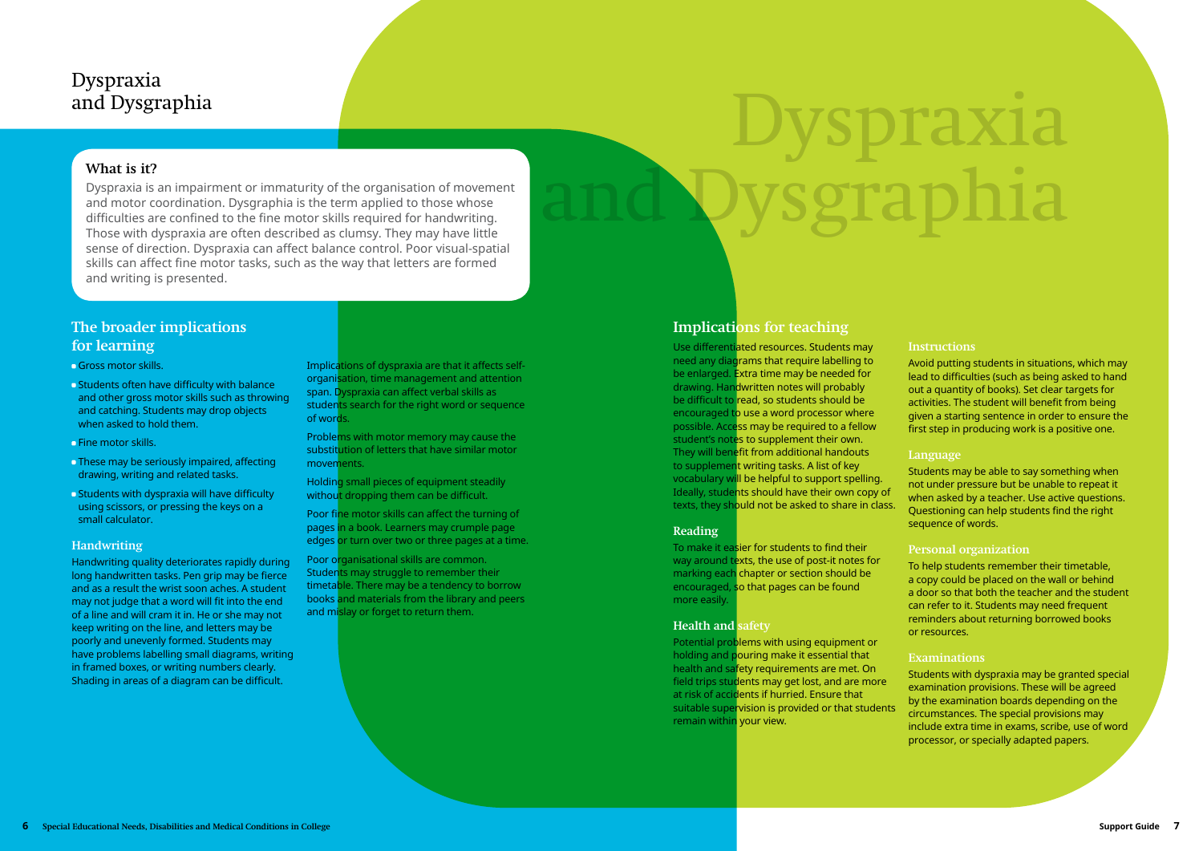# Dyspraxia and Dysgraphia

## What is it?

Dyspraxia is an impairment or immaturity of the organisation of movement and motor coordination. Dysgraphia is the term applied to those whose difficulties are confined to the fine motor skills required for handwriting. Those with dyspraxia are often described as clumsy. They may have little sense of direction. Dyspraxia can affect balance control. Poor visual-spatial skills can affect fine motor tasks, such as the way that letters are formed and writing is presented.

## The broader implications for learning

- Gross motor skills.
- Students often have difficulty with balance and other gross motor skills such as throwing and catching. Students may drop objects when asked to hold them.
- Fine motor skills.
- These may be seriously impaired, affecting drawing, writing and related tasks.
- Students with dyspraxia will have difficulty using scissors, or pressing the keys on a small calculator.

### Handwriting

Handwriting quality deteriorates rapidly during long handwritten tasks. Pen grip may be fierce and as a result the wrist soon aches. A student may not judge that a word will fit into the end of a line and will cram it in. He or she may not keep writing on the line, and letters may be poorly and unevenly formed. Students may have problems labelling small diagrams, writing in framed boxes, or writing numbers clearly. Shading in areas of a diagram can be difficult.

Implications of dyspraxia are that it affects self-organisation, time management and attention span. Dyspraxia can affect verbal skills as students search for the right word or sequence of words.

Problems with motor memory may cause the substitution of letters that have similar motor movements.

Holding small pieces of equipment steadily without dropping them can be difficult.

Poor fine motor skills can affect the turning of pages in a book. Learners may crumple page edges or turn over two or three pages at a time.

Poor organisational skills are common. Students may struggle to remember their timetable. There may be a tendency to borrow books and materials from the library and peers and mislay or forget to return them.

## Implications for teaching

Use differentiated resources. Students may need any diagrams that require labelling to be enlarged. Extra time may be needed for drawing. Handwritten notes will probably be difficult to read, so students should be encouraged to use a word processor where possible. Access may be required to a fellow student's notes to supplement their own. They will benefit from additional handouts to supplement writing tasks. A list of key vocabulary will be helpful to support spelling. Ideally, students should have their own copy of texts, they should not be asked to share in class.

### Reading

To make it easier for students to find their way around texts, the use of post-it notes for marking each chapter or section should be encouraged, so that pages can be found more easily.

### Health and safety

Potential problems with using equipment or holding and pouring make it essential that health and safety requirements are met. On field trips students may get lost, and are more at risk of accidents if hurried. Ensure that suitable supervision is provided or that students remain within your view.

### Instructions

Avoid putting students in situations, which may lead to difficulties (such as being asked to hand out a quantity of books). Set clear targets for activities. The student will benefit from being given a starting sentence in order to ensure the first step in producing work is a positive one.

### Language

Students may be able to say something when not under pressure but be unable to repeat it when asked by a teacher. Use active questions. Questioning can help students find the right sequence of words.

### Personal organization

To help students remember their timetable, a copy could be placed on the wall or behind a door so that both the teacher and the student can refer to it. Students may need frequent reminders about returning borrowed books or resources.

### Examinations

Students with dyspraxia may be granted special examination provisions. These will be agreed by the examination boards depending on the circumstances. The special provisions may include extra time in exams, scribe, use of word processor, or specially adapted papers.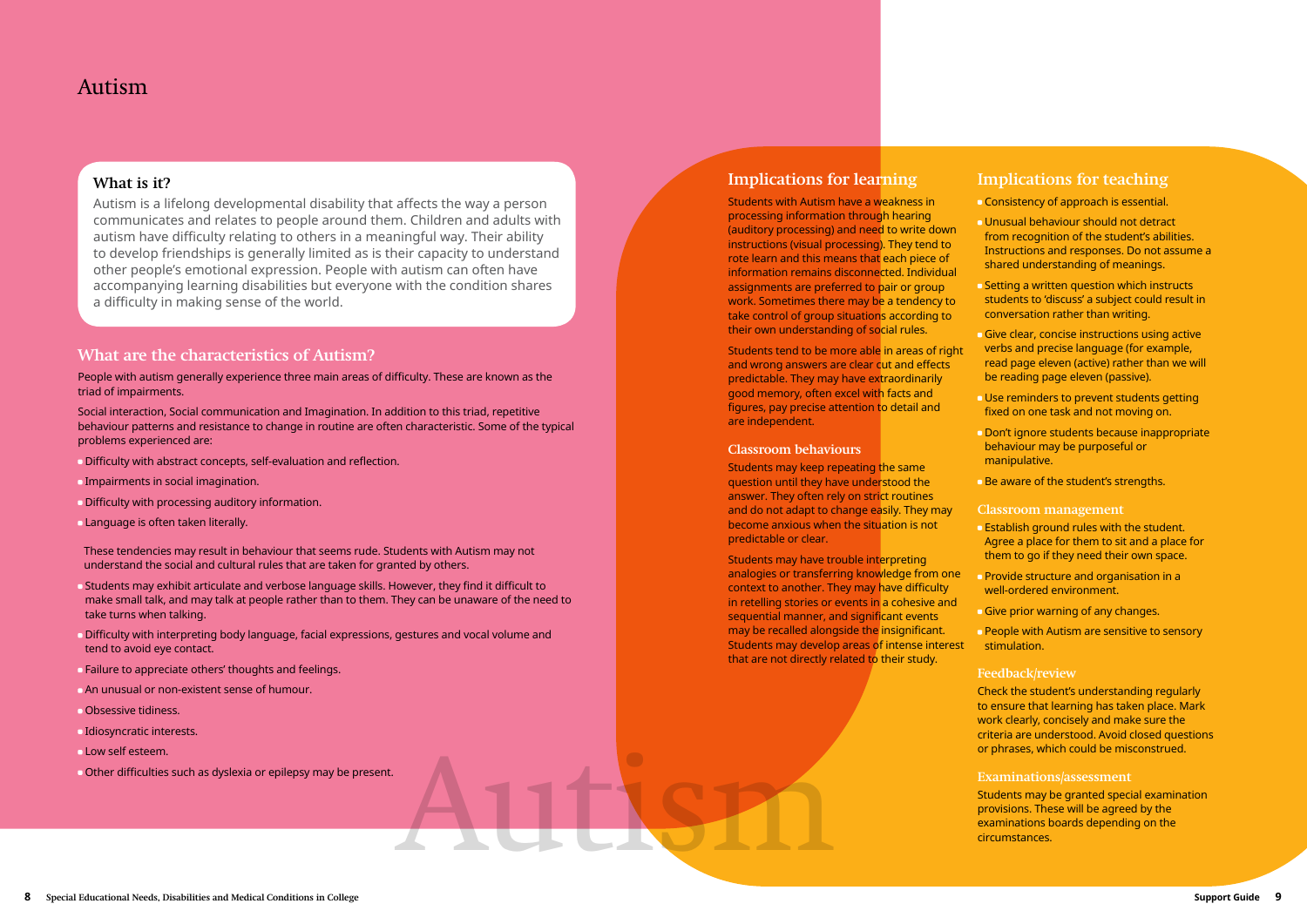# Autism

## What is it?

Autism is a lifelong developmental disability that affects the way a person communicates and relates to people around them. Children and adults with autism have difficulty relating to others in a meaningful way. Their ability to develop friendships is generally limited as is their capacity to understand other people's emotional expression. People with autism can often have accompanying learning disabilities but everyone with the condition shares a difficulty in making sense of the world.

## What are the characteristics of Autism?

People with autism generally experience three main areas of difficulty. These are known as the triad of impairments.

Social interaction, Social communication and Imagination. In addition to this triad, repetitive behaviour patterns and resistance to change in routine are often characteristic. Some of the typical problems experienced are:

- Difficulty with abstract concepts, self-evaluation and reflection.
- Impairments in social imagination.
- Difficulty with processing auditory information.
- Language is often taken literally.

These tendencies may result in behaviour that seems rude. Students with Autism may not understand the social and cultural rules that are taken for granted by others.

- Students may exhibit articulate and verbose language skills. However, they find it difficult to make small talk, and may talk at people rather than to them. They can be unaware of the need to take turns when talking.
- Difficulty with interpreting body language, facial expressions, gestures and vocal volume and tend to avoid eye contact.
- Failure to appreciate others' thoughts and feelings.
- An unusual or non-existent sense of humour.
- Obsessive tidiness.
- Idiosyncratic interests.
- Low self esteem.
- Other difficulties such as dyslexia or epilepsy may be present.

## Implications for learning

Students with Autism have a weakness in processing information through hearing (auditory processing) and need to write down instructions (visual processing). They tend to rote learn and this means that each piece of information remains disconnected. Individual assignments are preferred to pair or group work. Sometimes there may be a tendency to take control of group situations according to their own understanding of social rules.

Students tend to be more able in areas of right and wrong answers are clear cut and effects predictable. They may have extraordinarily good memory, often excel with facts and figures, pay precise attention to detail and are independent.

### Classroom behaviours

Students may keep repeating the same question until they have understood the answer. They often rely on strict routines and do not adapt to change easily. They may become anxious when the situation is not predictable or clear.

Students may have trouble interpreting analogies or transferring knowledge from one context to another. They may have difficulty in retelling stories or events in a cohesive and sequential manner, and significant events may be recalled alongside the insignificant. Students may develop areas of intense interest that are not directly related to their study.

## Implications for teaching

- Consistency of approach is essential.
- Unusual behaviour should not detract from recognition of the student's abilities. Instructions and responses. Do not assume a shared understanding of meanings.
- Setting a written question which instructs students to 'discuss' a subject could result in conversation rather than writing.
- Give clear, concise instructions using active verbs and precise language (for example, read page eleven (active) rather than we will be reading page eleven (passive).
- Use reminders to prevent students getting fixed on one task and not moving on.
- Don't ignore students because inappropriate behaviour may be purposeful or manipulative.
- Be aware of the student's strengths.

### Classroom management

- Establish ground rules with the student. Agree a place for them to sit and a place for them to go if they need their own space.
- Provide structure and organisation in a well-ordered environment.
- Give prior warning of any changes.
- People with Autism are sensitive to sensory stimulation.

### Feedback/review

Check the student's understanding regularly to ensure that learning has taken place. Mark work clearly, concisely and make sure the criteria are understood. Avoid closed questions or phrases, which could be misconstrued.

### Examinations/assessment

Students may be granted special examination provisions. These will be agreed by the examinations boards depending on the circumstances.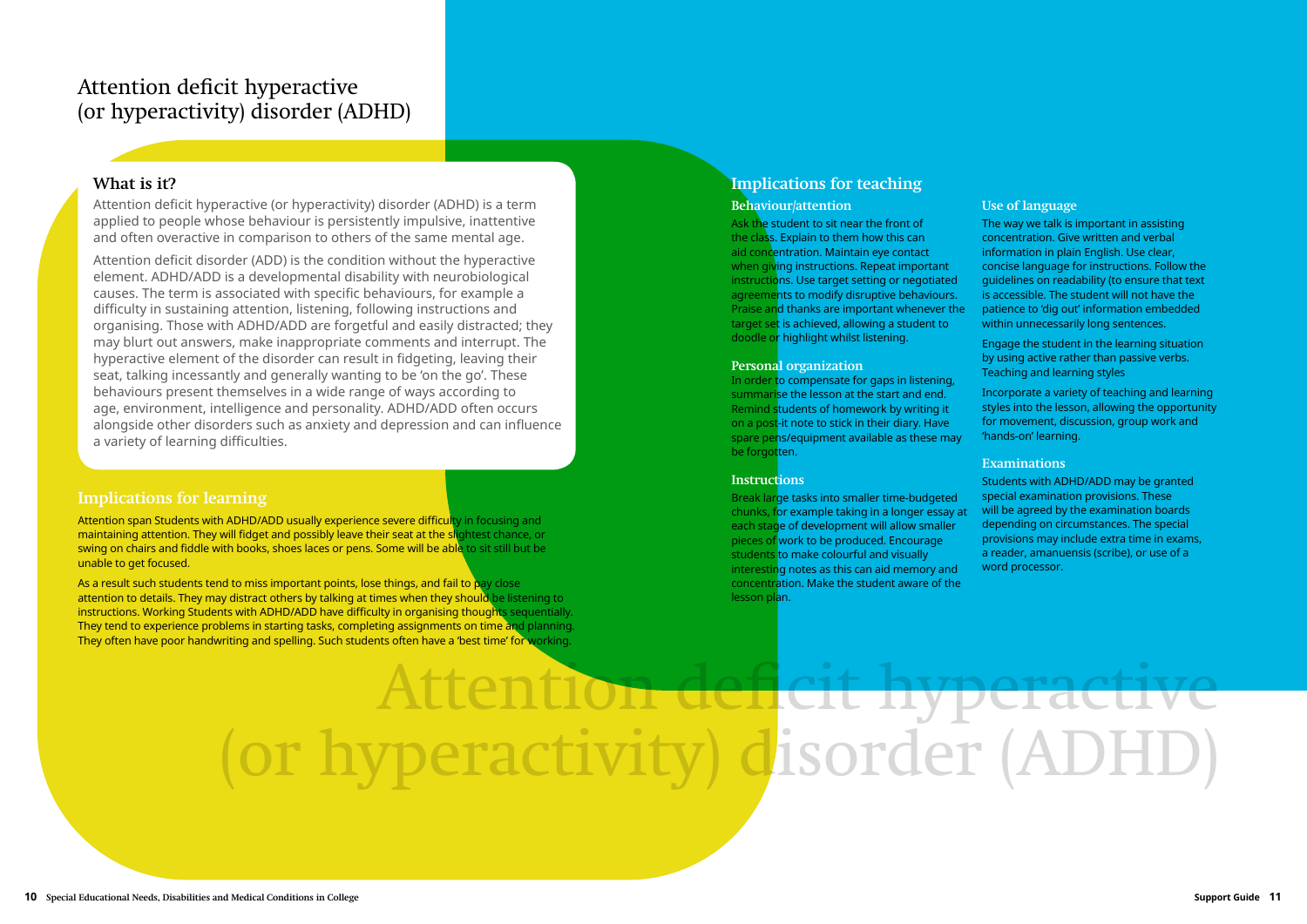# Attention deficit hyperactive (or hyperactivity) disorder (ADHD)

## What is it?

Attention deficit hyperactive (or hyperactivity) disorder (ADHD) is a term applied to people whose behaviour is persistently impulsive, inattentive and often overactive in comparison to others of the same mental age.

Attention deficit disorder (ADD) is the condition without the hyperactive element. ADHD/ADD is a developmental disability with neurobiological causes. The term is associated with specific behaviours, for example a difficulty in sustaining attention, listening, following instructions and organising. Those with ADHD/ADD are forgetful and easily distracted; they may blurt out answers, make inappropriate comments and interrupt. The hyperactive element of the disorder can result in fidgeting, leaving their seat, talking incessantly and generally wanting to be 'on the go'. These behaviours present themselves in a wide range of ways according to age, environment, intelligence and personality. ADHD/ADD often occurs alongside other disorders such as anxiety and depression and can influence a variety of learning difficulties.

## Implications for learning

Attention span Students with ADHD/ADD usually experience severe difficulty in focusing and maintaining attention. They will fidget and possibly leave their seat at the slightest chance, or swing on chairs and fiddle with books, shoes laces or pens. Some will be able to sit still but be unable to get focused.

As a result such students tend to miss important points, lose things, and fail to pay close attention to details. They may distract others by talking at times when they should be listening to instructions. Working Students with ADHD/ADD have difficulty in organising thoughts sequentially. They tend to experience problems in starting tasks, completing assignments on time and planning. They often have poor handwriting and spelling. Such students often have a 'best time' for working.

## Implications for teaching

### Behaviour/attention

Ask the student to sit near the front of the class. Explain to them how this can aid concentration. Maintain eye contact when giving instructions. Repeat important instructions. Use target setting or negotiated agreements to modify disruptive behaviours. Praise and thanks are important whenever the target set is achieved, allowing a student to doodle or highlight whilst listening.

### Personal organization

In order to compensate for gaps in listening, summarise the lesson at the start and end. Remind students of homework by writing it on a post-it note to stick in their diary. Have spare pens/equipment available as these may be forgotten.

### Instructions

Break large tasks into smaller time-budgeted chunks, for example taking in a longer essay at each stage of development will allow smaller pieces of work to be produced. Encourage students to make colourful and visually interesting notes as this can aid memory and concentration. Make the student aware of the lesson plan.

### Use of language

The way we talk is important in assisting concentration. Give written and verbal information in plain English. Use clear, concise language for instructions. Follow the guidelines on readability (to ensure that text is accessible. The student will not have the patience to 'dig out' information embedded within unnecessarily long sentences.

Engage the student in the learning situation by using active rather than passive verbs. Teaching and learning styles

Incorporate a variety of teaching and learning styles into the lesson, allowing the opportunity for movement, discussion, group work and 'hands-on' learning.

### Examinations

Students with ADHD/ADD may be granted special examination provisions. These will be agreed by the examination boards depending on circumstances. The special provisions may include extra time in exams, a reader, amanuensis (scribe), or use of a word processor.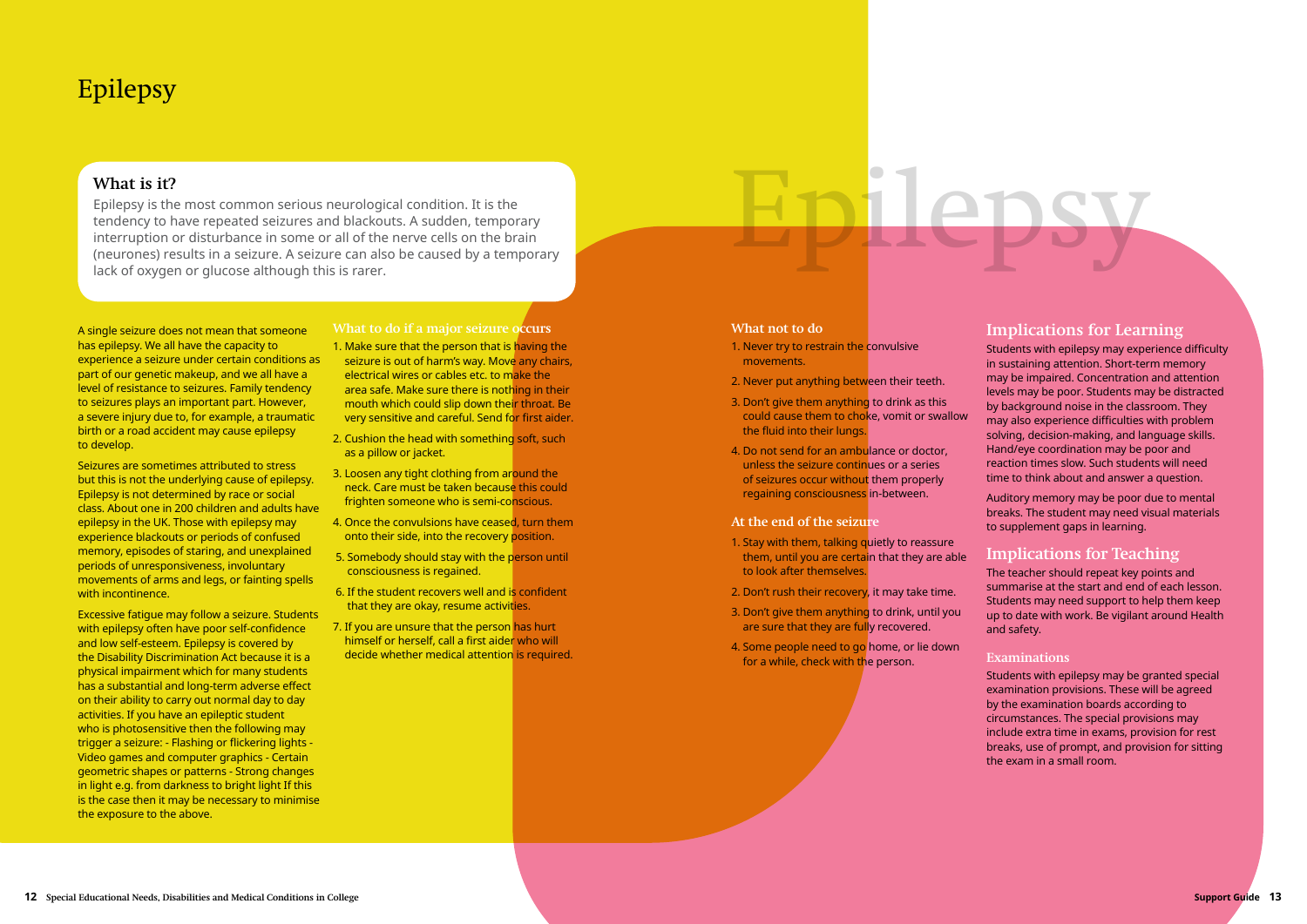# Epilepsy

## What is it?

Epilepsy is the most common serious neurological condition. It is the tendency to have repeated seizures and blackouts. A sudden, temporary interruption or disturbance in some or all of the nerve cells on the brain (neurones) results in a seizure. A seizure can also be caused by a temporary lack of oxygen or glucose although this is rarer.

A single seizure does not mean that someone has epilepsy. We all have the capacity to experience a seizure under certain conditions as part of our genetic makeup, and we all have a level of resistance to seizures. Family tendency to seizures plays an important part. However, a severe injury due to, for example, a traumatic birth or a road accident may cause epilepsy to develop.

Seizures are sometimes attributed to stress but this is not the underlying cause of epilepsy. Epilepsy is not determined by race or social class. About one in 200 children and adults have epilepsy in the UK. Those with epilepsy may experience blackouts or periods of confused memory, episodes of staring, and unexplained periods of unresponsiveness, involuntary movements of arms and legs, or fainting spells with incontinence.

Excessive fatigue may follow a seizure. Students with epilepsy often have poor self-confidence and low self-esteem. Epilepsy is covered by the Disability Discrimination Act because it is a physical impairment which for many students has a substantial and long-term adverse effect on their ability to carry out normal day to day activities. If you have an epileptic student who is photosensitive then the following may trigger a seizure: - Flashing or flickering lights - Video games and computer graphics - Certain geometric shapes or patterns - Strong changes in light e.g. from darkness to bright light If this is the case then it may be necessary to minimise the exposure to the above.

### What to do if a major seizure occurs

1. Make sure that the person that is having the seizure is out of harm's way. Move any chairs, electrical wires or cables etc. to make the area safe. Make sure there is nothing in their mouth which could slip down their throat. Be very sensitive and careful. Send for first aider.
2. Cushion the head with something soft, such as a pillow or jacket.
3. Loosen any tight clothing from around the neck. Care must be taken because this could frighten someone who is semi-conscious.
4. Once the convulsions have ceased, turn them onto their side, into the recovery position.
5. Somebody should stay with the person until consciousness is regained.
6. If the student recovers well and is confident that they are okay, resume activities.
7. If you are unsure that the person has hurt himself or herself, call a first aider who will decide whether medical attention is required.

### What not to do

1. Never try to restrain the convulsive movements.
2. Never put anything between their teeth.
3. Don't give them anything to drink as this could cause them to choke, vomit or swallow the fluid into their lungs.
4. Do not send for an ambulance or doctor, unless the seizure continues or a series of seizures occur without them properly regaining consciousness in-between.

### At the end of the seizure

1. Stay with them, talking quietly to reassure them, until you are certain that they are able to look after themselves.
2. Don't rush their recovery, it may take time.
3. Don't give them anything to drink, until you are sure that they are fully recovered.
4. Some people need to go home, or lie down for a while, check with the person.

## Implications for Learning

Students with epilepsy may experience difficulty in sustaining attention. Short-term memory may be impaired. Concentration and attention levels may be poor. Students may be distracted by background noise in the classroom. They may also experience difficulties with problem solving, decision-making, and language skills. Hand/eye coordination may be poor and reaction times slow. Such students will need time to think about and answer a question.

Auditory memory may be poor due to mental breaks. The student may need visual materials to supplement gaps in learning.

## Implications for Teaching

The teacher should repeat key points and summarise at the start and end of each lesson. Students may need support to help them keep up to date with work. Be vigilant around Health and safety.

### Examinations

Students with epilepsy may be granted special examination provisions. These will be agreed by the examination boards according to circumstances. The special provisions may include extra time in exams, provision for rest breaks, use of prompt, and provision for sitting the exam in a small room.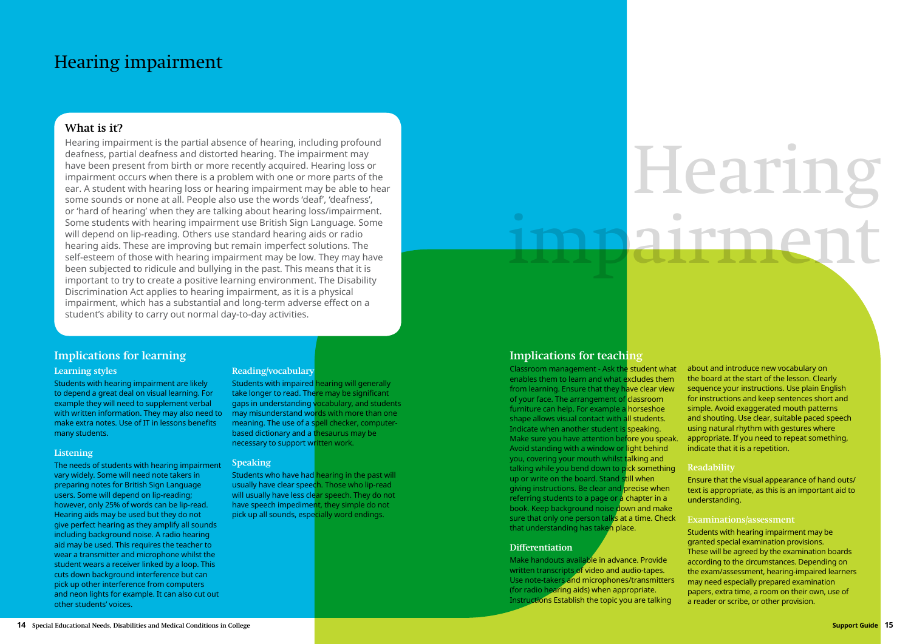# Hearing impairment

## What is it?

Hearing impairment is the partial absence of hearing, including profound deafness, partial deafness and distorted hearing. The impairment may have been present from birth or more recently acquired. Hearing loss or impairment occurs when there is a problem with one or more parts of the ear. A student with hearing loss or hearing impairment may be able to hear some sounds or none at all. People also use the words 'deaf', 'deafness', or 'hard of hearing' when they are talking about hearing loss/impairment. Some students with hearing impairment use British Sign Language. Some will depend on lip-reading. Others use standard hearing aids or radio hearing aids. These are improving but remain imperfect solutions. The self-esteem of those with hearing impairment may be low. They may have been subjected to ridicule and bullying in the past. This means that it is important to try to create a positive learning environment. The Disability Discrimination Act applies to hearing impairment, as it is a physical impairment, which has a substantial and long-term adverse effect on a student's ability to carry out normal day-to-day activities.

## Implications for learning

### Learning styles

Students with hearing impairment are likely to depend a great deal on visual learning. For example they will need to supplement verbal with written information. They may also need to make extra notes. Use of IT in lessons benefits many students.

### Listening

The needs of students with hearing impairment vary widely. Some will need note takers in preparing notes for British Sign Language users. Some will depend on lip-reading; however, only 25% of words can be lip-read. Hearing aids may be used but they do not give perfect hearing as they amplify all sounds including background noise. A radio hearing aid may be used. This requires the teacher to wear a transmitter and microphone whilst the student wears a receiver linked by a loop. This cuts down background interference but can pick up other interference from computers and neon lights for example. It can also cut out other students' voices.

### Reading/vocabulary

Students with impaired hearing will generally take longer to read. There may be significant gaps in understanding vocabulary, and students may misunderstand words with more than one meaning. The use of a spell checker, computer-based dictionary and a thesaurus may be necessary to support written work.

### Speaking

Students who have had hearing in the past will usually have clear speech. Those who lip-read will usually have less clear speech. They do not have speech impediment, they simple do not pick up all sounds, especially word endings.

## Implications for teaching

Classroom management - Ask the student what enables them to learn and what excludes them from learning. Ensure that they have clear view of your face. The arrangement of classroom furniture can help. For example a horseshoe shape allows visual contact with all students. Indicate when another student is speaking. Make sure you have attention before you speak. Avoid standing with a window or light behind you, covering your mouth whilst talking and talking while you bend down to pick something up or write on the board. Stand still when giving instructions. Be clear and precise when referring students to a page or a chapter in a book. Keep background noise down and make sure that only one person talks at a time. Check that understanding has taken place.

### Differentiation

Make handouts available in advance. Provide written transcripts of video and audio-tapes. Use note-takers and microphones/transmitters (for radio hearing aids) when appropriate. Instructions Establish the topic you are talking about and introduce new vocabulary on the board at the start of the lesson. Clearly sequence your instructions. Use plain English for instructions and keep sentences short and simple. Avoid exaggerated mouth patterns and shouting. Use clear, suitable paced speech using natural rhythm with gestures where appropriate. If you need to repeat something, indicate that it is a repetition.

### Readability

Ensure that the visual appearance of hand outs/ text is appropriate, as this is an important aid to understanding.

### Examinations/assessment

Students with hearing impairment may be granted special examination provisions. These will be agreed by the examination boards according to the circumstances. Depending on the exam/assessment, hearing-impaired learners may need especially prepared examination papers, extra time, a room on their own, use of a reader or scribe, or other provision.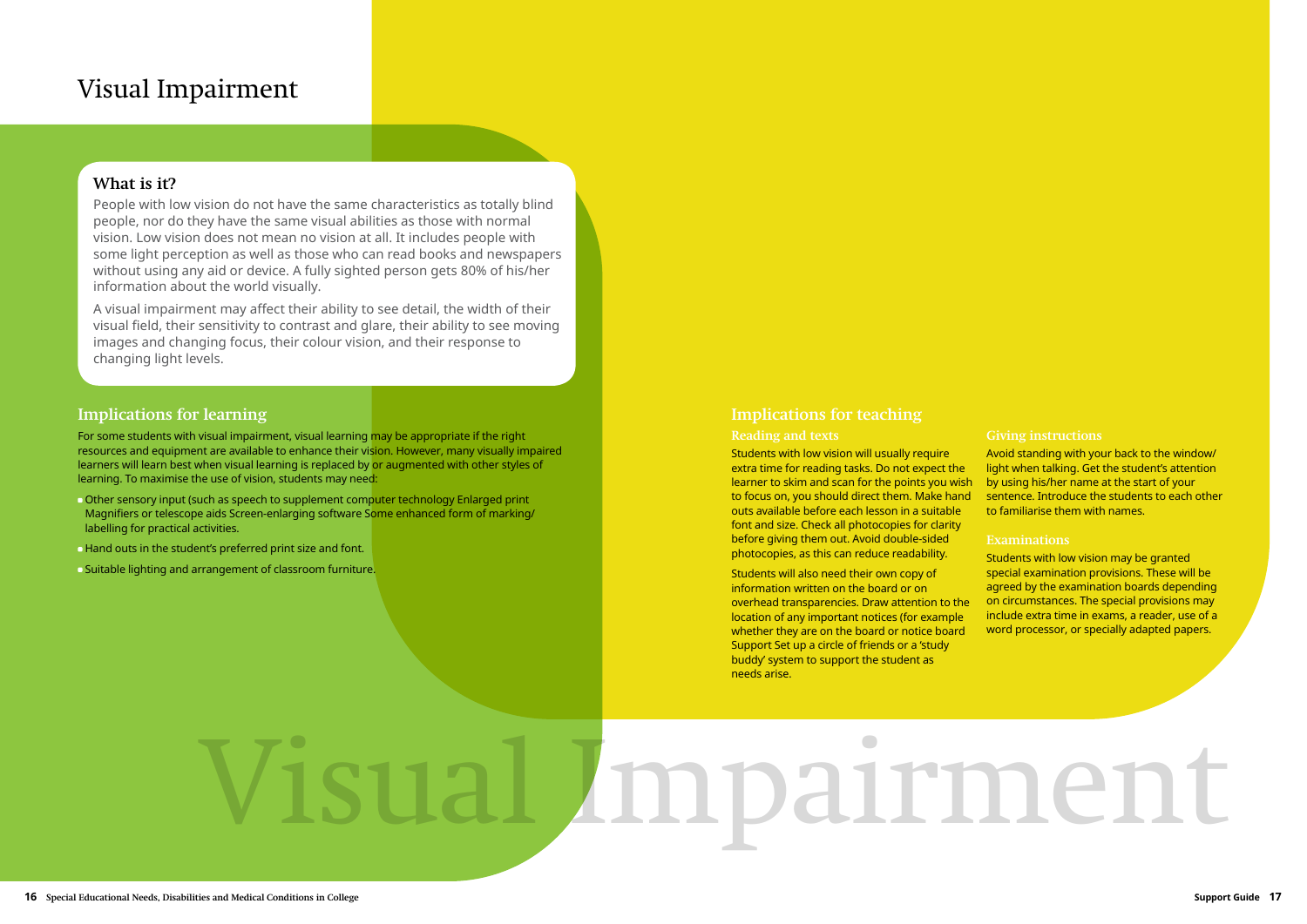# Visual Impairment

## What is it?

People with low vision do not have the same characteristics as totally blind people, nor do they have the same visual abilities as those with normal vision. Low vision does not mean no vision at all. It includes people with some light perception as well as those who can read books and newspapers without using any aid or device. A fully sighted person gets 80% of his/her information about the world visually.

A visual impairment may affect their ability to see detail, the width of their visual field, their sensitivity to contrast and glare, their ability to see moving images and changing focus, their colour vision, and their response to changing light levels.

## Implications for learning

For some students with visual impairment, visual learning may be appropriate if the right resources and equipment are available to enhance their vision. However, many visually impaired learners will learn best when visual learning is replaced by or augmented with other styles of learning. To maximise the use of vision, students may need:

- Other sensory input (such as speech to supplement computer technology Enlarged print Magnifiers or telescope aids Screen-enlarging software Some enhanced form of marking/labelling for practical activities.
- Hand outs in the student's preferred print size and font.
- Suitable lighting and arrangement of classroom furniture.

## Implications for teaching

### Reading and texts

Students with low vision will usually require extra time for reading tasks. Do not expect the learner to skim and scan for the points you wish to focus on, you should direct them. Make hand outs available before each lesson in a suitable font and size. Check all photocopies for clarity before giving them out. Avoid double-sided photocopies, as this can reduce readability.

Students will also need their own copy of information written on the board or on overhead transparencies. Draw attention to the location of any important notices (for example whether they are on the board or notice board Support Set up a circle of friends or a 'study buddy' system to support the student as needs arise.

### Giving instructions

Avoid standing with your back to the window/light when talking. Get the student's attention by using his/her name at the start of your sentence. Introduce the students to each other to familiarise them with names.

### Examinations

Students with low vision may be granted special examination provisions. These will be agreed by the examination boards depending on circumstances. The special provisions may include extra time in exams, a reader, use of a word processor, or specially adapted papers.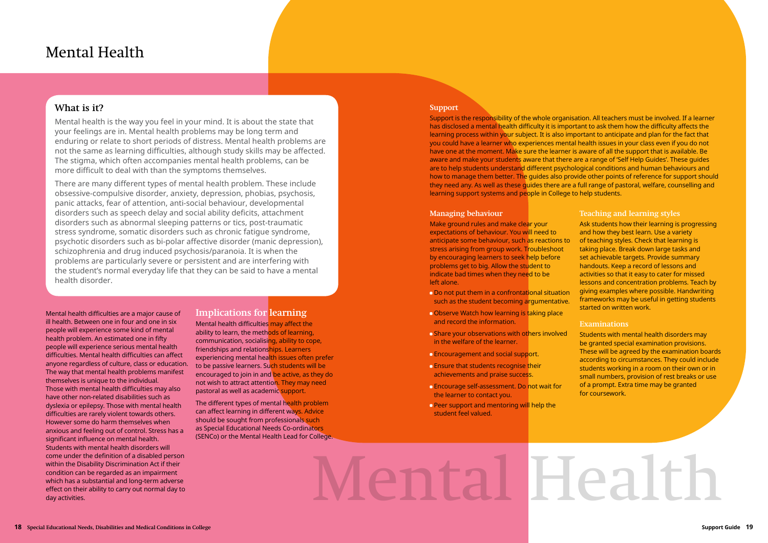# Mental Health

## What is it?

Mental health is the way you feel in your mind. It is about the state that your feelings are in. Mental health problems may be long term and enduring or relate to short periods of distress. Mental health problems are not the same as learning difficulties, although study skills may be affected. The stigma, which often accompanies mental health problems, can be more difficult to deal with than the symptoms themselves.

There are many different types of mental health problem. These include obsessive-compulsive disorder, anxiety, depression, phobias, psychosis, panic attacks, fear of attention, anti-social behaviour, developmental disorders such as speech delay and social ability deficits, attachment disorders such as abnormal sleeping patterns or tics, post-traumatic stress syndrome, somatic disorders such as chronic fatigue syndrome, psychotic disorders such as bi-polar affective disorder (manic depression), schizophrenia and drug induced psychosis/paranoia. It is when the problems are particularly severe or persistent and are interfering with the student's normal everyday life that they can be said to have a mental health disorder.

Mental health difficulties are a major cause of ill health. Between one in four and one in six people will experience some kind of mental health problem. An estimated one in fifty people will experience serious mental health difficulties. Mental health difficulties can affect anyone regardless of culture, class or education. The way that mental health problems manifest themselves is unique to the individual. Those with mental health difficulties may also have other non-related disabilities such as dyslexia or epilepsy. Those with mental health difficulties are rarely violent towards others. However some do harm themselves when anxious and feeling out of control. Stress has a significant influence on mental health. Students with mental health disorders will come under the definition of a disabled person within the Disability Discrimination Act if their condition can be regarded as an impairment which has a substantial and long-term adverse effect on their ability to carry out normal day to day activities.

## Implications for learning

Mental health difficulties may affect the ability to learn, the methods of learning, communication, socialising, ability to cope, friendships and relationships. Learners experiencing mental health issues often prefer to be passive learners. Such students will be encouraged to join in and be active, as they do not wish to attract attention. They may need pastoral as well as academic support.

The different types of mental health problem can affect learning in different ways. Advice should be sought from professionals such as Special Educational Needs Co-ordinators (SENCo) or the Mental Health Lead for College.

## Support

Support is the responsibility of the whole organisation. All teachers must be involved. If a learner has disclosed a mental health difficulty it is important to ask them how the difficulty affects the learning process within your subject. It is also important to anticipate and plan for the fact that you could have a learner who experiences mental health issues in your class even if you do not have one at the moment. Make sure the learner is aware of all the support that is available. Be aware and make your students aware that there are a range of 'Self Help Guides'. These guides are to help students understand different psychological conditions and human behaviours and how to manage them better. The guides also provide other points of reference for support should they need any. As well as these guides there are a full range of pastoral, welfare, counselling and learning support systems and people in College to help students.

## Managing behaviour

Make ground rules and make clear your expectations of behaviour. You will need to anticipate some behaviour, such as reactions to stress arising from group work. Troubleshoot by encouraging learners to seek help before problems get to big. Allow the student to indicate bad times when they need to be left alone.

- Do not put them in a confrontational situation such as the student becoming argumentative.
- Observe Watch how learning is taking place and record the information.
- Share your observations with others involved in the welfare of the learner.
- Encouragement and social support.
- Ensure that students recognise their achievements and praise success.
- Encourage self-assessment. Do not wait for the learner to contact you.
- Peer support and mentoring will help the student feel valued.

## Teaching and learning styles

Ask students how their learning is progressing and how they best learn. Use a variety of teaching styles. Check that learning is taking place. Break down large tasks and set achievable targets. Provide summary handouts. Keep a record of lessons and activities so that it easy to cater for missed lessons and concentration problems. Teach by giving examples where possible. Handwriting frameworks may be useful in getting students started on written work.

## Examinations

Students with mental health disorders may be granted special examination provisions. These will be agreed by the examination boards according to circumstances. They could include students working in a room on their own or in small numbers, provision of rest breaks or use of a prompt. Extra time may be granted for coursework.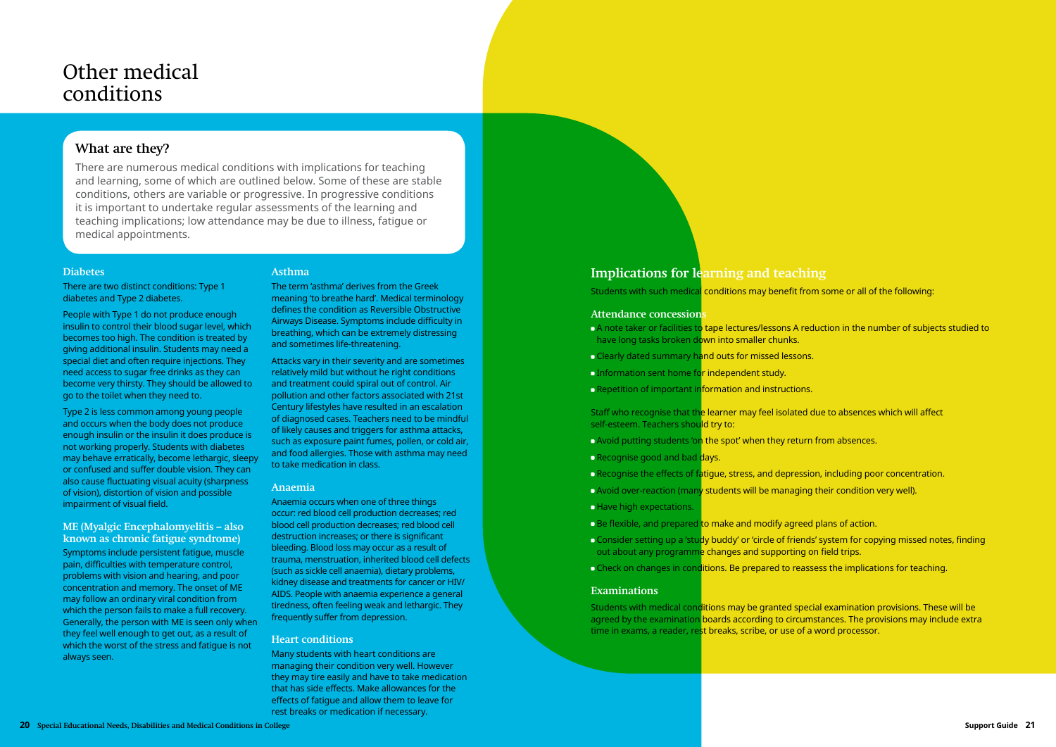# Other medical conditions

## What are they?

There are numerous medical conditions with implications for teaching and learning, some of which are outlined below. Some of these are stable conditions, others are variable or progressive. In progressive conditions it is important to undertake regular assessments of the learning and teaching implications; low attendance may be due to illness, fatigue or medical appointments.

### Diabetes

There are two distinct conditions: Type 1 diabetes and Type 2 diabetes.

People with Type 1 do not produce enough insulin to control their blood sugar level, which becomes too high. The condition is treated by giving additional insulin. Students may need a special diet and often require injections. They need access to sugar free drinks as they can become very thirsty. They should be allowed to go to the toilet when they need to.

Type 2 is less common among young people and occurs when the body does not produce enough insulin or the insulin it does produce is not working properly. Students with diabetes may behave erratically, become lethargic, sleepy or confused and suffer double vision. They can also cause fluctuating visual acuity (sharpness of vision), distortion of vision and possible impairment of visual field.

### ME (Myalgic Encephalomyelitis – also known as chronic fatigue syndrome)

Symptoms include persistent fatigue, muscle pain, difficulties with temperature control, problems with vision and hearing, and poor concentration and memory. The onset of ME may follow an ordinary viral condition from which the person fails to make a full recovery. Generally, the person with ME is seen only when they feel well enough to get out, as a result of which the worst of the stress and fatigue is not always seen.

### Asthma

The term 'asthma' derives from the Greek meaning 'to breathe hard'. Medical terminology defines the condition as Reversible Obstructive Airways Disease. Symptoms include difficulty in breathing, which can be extremely distressing and sometimes life-threatening.

Attacks vary in their severity and are sometimes relatively mild but without he right conditions and treatment could spiral out of control. Air pollution and other factors associated with 21st Century lifestyles have resulted in an escalation of diagnosed cases. Teachers need to be mindful of likely causes and triggers for asthma attacks, such as exposure paint fumes, pollen, or cold air, and food allergies. Those with asthma may need to take medication in class.

### Anaemia

Anaemia occurs when one of three things occur: red blood cell production decreases; red blood cell production decreases; red blood cell destruction increases; or there is significant bleeding. Blood loss may occur as a result of trauma, menstruation, inherited blood cell defects (such as sickle cell anaemia), dietary problems, kidney disease and treatments for cancer or HIV/AIDS. People with anaemia experience a general tiredness, often feeling weak and lethargic. They frequently suffer from depression.

### Heart conditions

Many students with heart conditions are managing their condition very well. However they may tire easily and have to take medication that has side effects. Make allowances for the effects of fatigue and allow them to leave for rest breaks or medication if necessary.

## Implications for learning and teaching

Students with such medical conditions may benefit from some or all of the following:

### Attendance concessions

- A note taker or facilities to tape lectures/lessons A reduction in the number of subjects studied to have long tasks broken down into smaller chunks.
- Clearly dated summary hand outs for missed lessons.
- Information sent home for independent study.
- Repetition of important information and instructions.

Staff who recognise that the learner may feel isolated due to absences which will affect self-esteem. Teachers should try to:

- Avoid putting students 'on the spot' when they return from absences.
- Recognise good and bad days.
- Recognise the effects of fatigue, stress, and depression, including poor concentration.
- Avoid over-reaction (many students will be managing their condition very well).
- Have high expectations.
- Be flexible, and prepared to make and modify agreed plans of action.
- Consider setting up a 'study buddy' or 'circle of friends' system for copying missed notes, finding out about any programme changes and supporting on field trips.
- Check on changes in conditions. Be prepared to reassess the implications for teaching.

### Examinations

Students with medical conditions may be granted special examination provisions. These will be agreed by the examination boards according to circumstances. The provisions may include extra time in exams, a reader, rest breaks, scribe, or use of a word processor.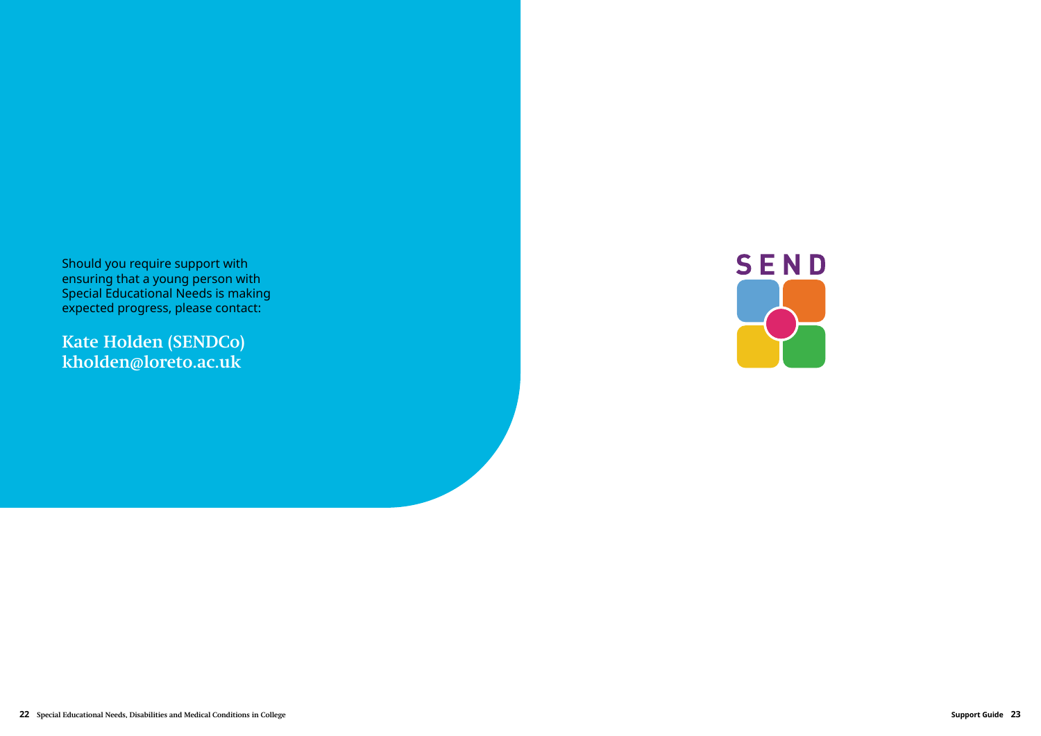Should you require support with ensuring that a young person with Special Educational Needs is making expected progress, please contact:

**Kate Holden (SENDCo)**
**kholden@loreto.ac.uk**

SEND